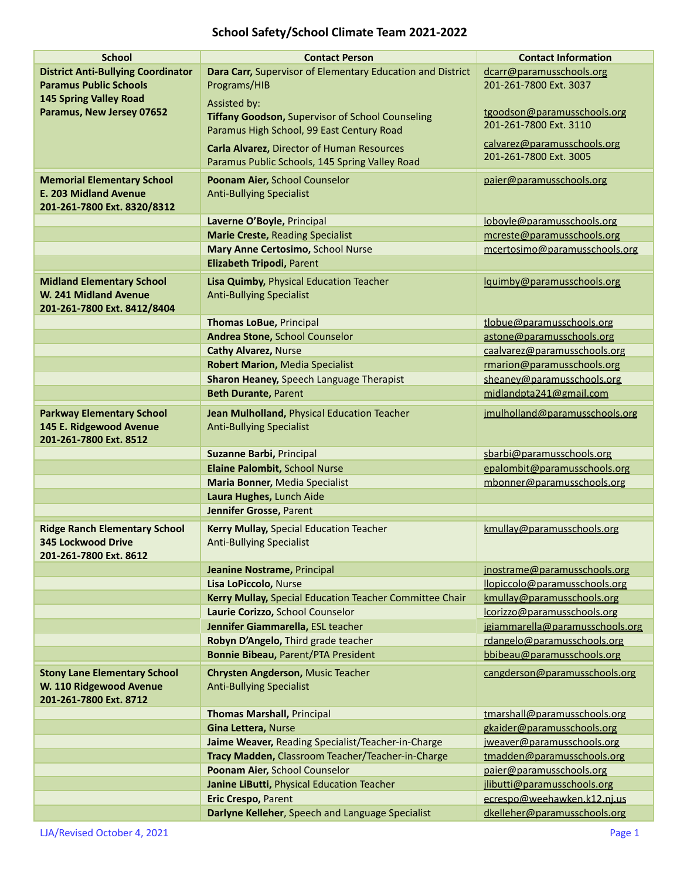# School Safety/School Climate Team 2021-2022

| School | Contact Person | Contact Information |
|---|---|---|
| **District Anti-Bullying Coordinator**<br>**Paramus Public Schools**<br>**145 Spring Valley Road**<br>**Paramus, New Jersey 07652** | **Dara Carr,** Supervisor of Elementary Education and District Programs/HIB<br>Assisted by:<br>**Tiffany Goodson,** Supervisor of School Counseling<br>Paramus High School, 99 East Century Road<br>**Carla Alvarez,** Director of Human Resources<br>Paramus Public Schools, 145 Spring Valley Road | dcarr@paramusschools.org<br>201-261-7800 Ext. 3037<br>tgoodson@paramusschools.org<br>201-261-7800 Ext. 3110<br>calvarez@paramusschools.org<br>201-261-7800 Ext. 3005 |
| **Memorial Elementary School**<br>**E. 203 Midland Avenue**<br>**201-261-7800 Ext. 8320/8312** | **Poonam Aier,** School Counselor<br>Anti-Bullying Specialist | paier@paramusschools.org |
| | **Laverne O'Boyle,** Principal | loboyle@paramusschools.org |
| | **Marie Creste,** Reading Specialist | mcreste@paramusschools.org |
| | **Mary Anne Certosimo,** School Nurse | mcertosimo@paramusschools.org |
| | **Elizabeth Tripodi,** Parent | |
| **Midland Elementary School**<br>**W. 241 Midland Avenue**<br>**201-261-7800 Ext. 8412/8404** | **Lisa Quimby,** Physical Education Teacher<br>Anti-Bullying Specialist | lquimby@paramusschools.org |
| | **Thomas LoBue,** Principal | tlobue@paramusschools.org |
| | **Andrea Stone,** School Counselor | astone@paramusschools.org |
| | **Cathy Alvarez,** Nurse | caalvarez@paramusschools.org |
| | **Robert Marion,** Media Specialist | rmarion@paramusschools.org |
| | **Sharon Heaney,** Speech Language Therapist | sheaney@paramusschools.org |
| | **Beth Durante,** Parent | midlandpta241@gmail.com |
| **Parkway Elementary School**<br>**145 E. Ridgewood Avenue**<br>**201-261-7800 Ext. 8512** | **Jean Mulholland,** Physical Education Teacher<br>Anti-Bullying Specialist | jmulholland@paramusschools.org |
| | **Suzanne Barbi,** Principal | sbarbi@paramusschools.org |
| | **Elaine Palombit,** School Nurse | epalombit@paramusschools.org |
| | **Maria Bonner,** Media Specialist | mbonner@paramusschools.org |
| | **Laura Hughes,** Lunch Aide | |
| | **Jennifer Grosse,** Parent | |
| **Ridge Ranch Elementary School**<br>**345 Lockwood Drive**<br>**201-261-7800 Ext. 8612** | **Kerry Mullay,** Special Education Teacher<br>Anti-Bullying Specialist | kmullay@paramusschools.org |
| | **Jeanine Nostrame,** Principal | jnostrame@paramusschools.org |
| | **Lisa LoPiccolo,** Nurse | llopiccolo@paramusschools.org |
| | **Kerry Mullay,** Special Education Teacher Committee Chair | kmullay@paramusschools.org |
| | **Laurie Corizzo,** School Counselor | lcorizzo@paramusschools.org |
| | **Jennifer Giammarella,** ESL teacher | jgiammarella@paramusschools.org |
| | **Robyn D'Angelo,** Third grade teacher | rdangelo@paramusschools.org |
| | **Bonnie Bibeau,** Parent/PTA President | bbibeau@paramusschools.org |
| **Stony Lane Elementary School**<br>**W. 110 Ridgewood Avenue**<br>**201-261-7800 Ext. 8712** | **Chrysten Angderson,** Music Teacher<br>Anti-Bullying Specialist | cangderson@paramusschools.org |
| | **Thomas Marshall,** Principal | tmarshall@paramusschools.org |
| | **Gina Lettera,** Nurse | gkaider@paramusschools.org |
| | **Jaime Weaver,** Reading Specialist/Teacher-in-Charge | jweaver@paramusschools.org |
| | **Tracy Madden,** Classroom Teacher/Teacher-in-Charge | tmadden@paramusschools.org |
| | **Poonam Aier,** School Counselor | paier@paramusschools.org |
| | **Janine LiButti,** Physical Education Teacher | jlibutti@paramusschools.org |
| | **Eric Crespo,** Parent | ecrespo@weehawken.k12.nj.us |
| | **Darlyne Kelleher,** Speech and Language Specialist | dkelleher@paramusschools.org |

LJA/Revised October 4, 2021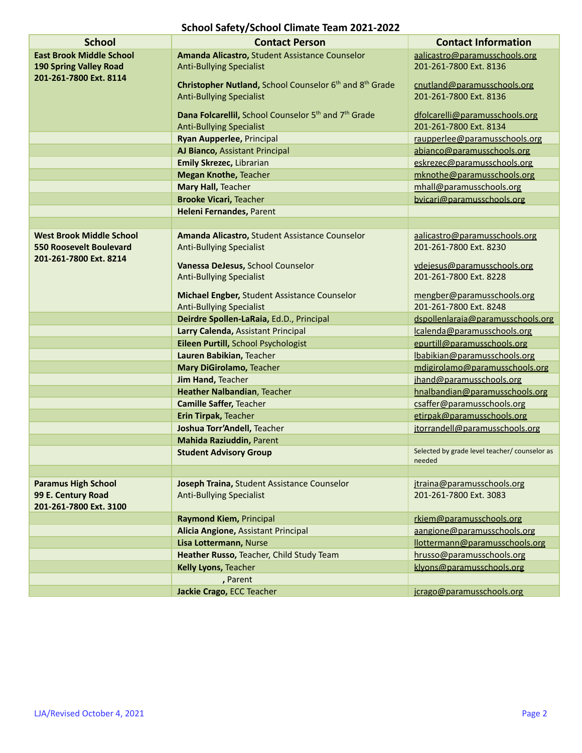## School Safety/School Climate Team 2021-2022

| School | Contact Person | Contact Information |
|---|---|---|
| **East Brook Middle School**<br>**190 Spring Valley Road**<br>**201-261-7800 Ext. 8114** | **Amanda Alicastro,** Student Assistance Counselor<br>Anti-Bullying Specialist<br><br>**Christopher Nutland,** School Counselor 6th and 8th Grade<br>Anti-Bullying Specialist<br><br>**Dana Folcarellil,** School Counselor 5th and 7th Grade<br>Anti-Bullying Specialist | aalicastro@paramusschools.org<br>201-261-7800 Ext. 8136<br><br>cnutland@paramusschools.org<br>201-261-7800 Ext. 8136<br><br>dfolcarelli@paramusschools.org<br>201-261-7800 Ext. 8134 |
| | **Ryan Aupperlee,** Principal | raupperlee@paramusschools.org |
| | **AJ Bianco,** Assistant Principal | abianco@paramusschools.org |
| | **Emily Skrezec,** Librarian | eskrezec@paramusschools.org |
| | **Megan Knothe,** Teacher | mknothe@paramusschools.org |
| | **Mary Hall,** Teacher | mhall@paramusschools.org |
| | **Brooke Vicari,** Teacher | bvicari@paramusschools.org |
| | **Heleni Fernandes,** Parent | |
| | | |
| **West Brook Middle School**<br>**550 Roosevelt Boulevard**<br>**201-261-7800 Ext. 8214** | **Amanda Alicastro,** Student Assistance Counselor<br>Anti-Bullying Specialist<br><br>**Vanessa DeJesus,** School Counselor<br>Anti-Bullying Specialist<br><br>**Michael Engber,** Student Assistance Counselor<br>Anti-Bullying Specialist | aalicastro@paramusschools.org<br>201-261-7800 Ext. 8230<br><br>vdejesus@paramusschools.org<br>201-261-7800 Ext. 8228<br><br>mengber@paramusschools.org<br>201-261-7800 Ext. 8248 |
| | **Deirdre Spollen-LaRaia,** Ed.D., Principal | dspollenlaraia@paramusschools.org |
| | **Larry Calenda,** Assistant Principal | lcalenda@paramusschools.org |
| | **Eileen Purtill,** School Psychologist | epurtill@paramusschools.org |
| | **Lauren Babikian,** Teacher | lbabikian@paramusschools.org |
| | **Mary DiGirolamo,** Teacher | mdigirolamo@paramusschools.org |
| | **Jim Hand,** Teacher | jhand@paramusschools.org |
| | **Heather Nalbandian**, Teacher | hnalbandian@paramusschools.org |
| | **Camille Saffer,** Teacher | csaffer@paramusschools.org |
| | **Erin Tirpak,** Teacher | etirpak@paramusschools.org |
| | **Joshua Torr'Andell,** Teacher | jtorrandell@paramusschools.org |
| | **Mahida Raziuddin,** Parent | |
| | **Student Advisory Group** | Selected by grade level teacher/ counselor as needed |
| | | |
| **Paramus High School**<br>**99 E. Century Road**<br>**201-261-7800 Ext. 3100** | **Joseph Traina,** Student Assistance Counselor<br>Anti-Bullying Specialist | jtraina@paramusschools.org<br>201-261-7800 Ext. 3083 |
| | **Raymond Kiem,** Principal | rkiem@paramusschools.org |
| | **Alicia Angione,** Assistant Principal | aangione@paramusschools.org |
| | **Lisa Lottermann,** Nurse | llottermann@paramusschools.org |
| | **Heather Russo,** Teacher, Child Study Team | hrusso@paramusschools.org |
| | **Kelly Lyons,** Teacher | klyons@paramusschools.org |
| | **,** Parent | |
| | **Jackie Crago,** ECC Teacher | jcrago@paramusschools.org |

LJA/Revised October 4, 2021